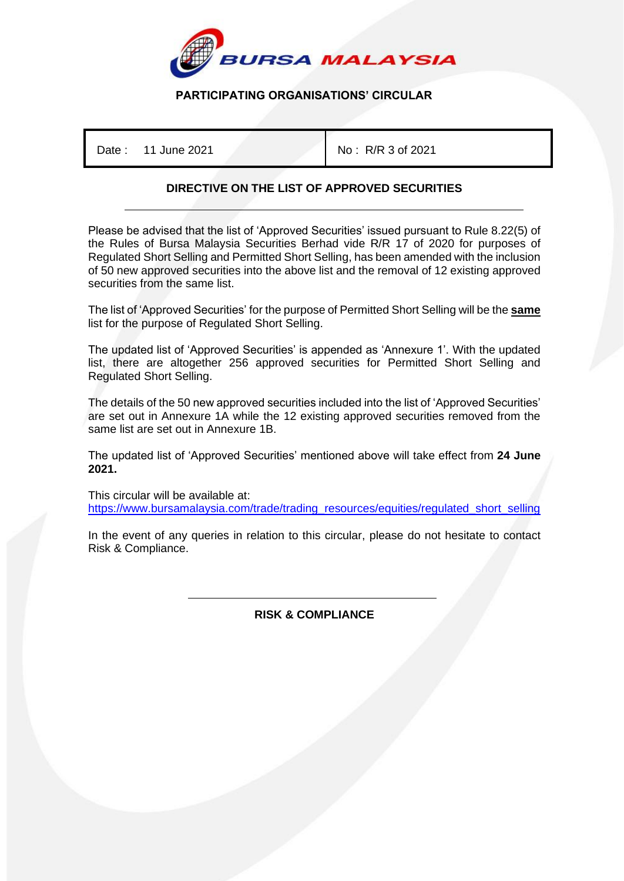BURSA MALAYSIA

**PARTICIPATING ORGANISATIONS' CIRCULAR**

| Date : 11 June 2021 | No : R/R 3 of 2021 |
| --- | --- |

## DIRECTIVE ON THE LIST OF APPROVED SECURITIES

Please be advised that the list of 'Approved Securities' issued pursuant to Rule 8.22(5) of the Rules of Bursa Malaysia Securities Berhad vide R/R 17 of 2020 for purposes of Regulated Short Selling and Permitted Short Selling, has been amended with the inclusion of 50 new approved securities into the above list and the removal of 12 existing approved securities from the same list.

The list of 'Approved Securities' for the purpose of Permitted Short Selling will be the **same** list for the purpose of Regulated Short Selling.

The updated list of 'Approved Securities' is appended as 'Annexure 1'. With the updated list, there are altogether 256 approved securities for Permitted Short Selling and Regulated Short Selling.

The details of the 50 new approved securities included into the list of 'Approved Securities' are set out in Annexure 1A while the 12 existing approved securities removed from the same list are set out in Annexure 1B.

The updated list of 'Approved Securities' mentioned above will take effect from **24 June 2021.**

This circular will be available at:
https://www.bursamalaysia.com/trade/trading_resources/equities/regulated_short_selling

In the event of any queries in relation to this circular, please do not hesitate to contact Risk & Compliance.

**RISK & COMPLIANCE**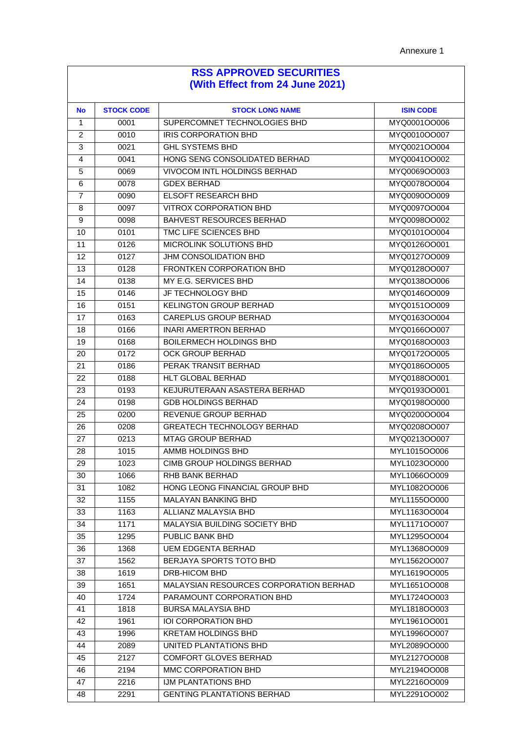Annexure 1

## RSS APPROVED SECURITIES
## (With Effect from 24 June 2021)

| No | STOCK CODE | STOCK LONG NAME | ISIN CODE |
|---|---|---|---|
| 1 | 0001 | SUPERCOMNET TECHNOLOGIES BHD | MYQ0001OO006 |
| 2 | 0010 | IRIS CORPORATION BHD | MYQ0010OO007 |
| 3 | 0021 | GHL SYSTEMS BHD | MYQ0021OO004 |
| 4 | 0041 | HONG SENG CONSOLIDATED BERHAD | MYQ0041OO002 |
| 5 | 0069 | VIVOCOM INTL HOLDINGS BERHAD | MYQ0069OO003 |
| 6 | 0078 | GDEX BERHAD | MYQ0078OO004 |
| 7 | 0090 | ELSOFT RESEARCH BHD | MYQ0090OO009 |
| 8 | 0097 | VITROX CORPORATION BHD | MYQ0097OO004 |
| 9 | 0098 | BAHVEST RESOURCES BERHAD | MYQ0098OO002 |
| 10 | 0101 | TMC LIFE SCIENCES BHD | MYQ0101OO004 |
| 11 | 0126 | MICROLINK SOLUTIONS BHD | MYQ0126OO001 |
| 12 | 0127 | JHM CONSOLIDATION BHD | MYQ0127OO009 |
| 13 | 0128 | FRONTKEN CORPORATION BHD | MYQ0128OO007 |
| 14 | 0138 | MY E.G. SERVICES BHD | MYQ0138OO006 |
| 15 | 0146 | JF TECHNOLOGY BHD | MYQ0146OO009 |
| 16 | 0151 | KELINGTON GROUP BERHAD | MYQ0151OO009 |
| 17 | 0163 | CAREPLUS GROUP BERHAD | MYQ0163OO004 |
| 18 | 0166 | INARI AMERTRON BERHAD | MYQ0166OO007 |
| 19 | 0168 | BOILERMECH HOLDINGS BHD | MYQ0168OO003 |
| 20 | 0172 | OCK GROUP BERHAD | MYQ0172OO005 |
| 21 | 0186 | PERAK TRANSIT BERHAD | MYQ0186OO005 |
| 22 | 0188 | HLT GLOBAL BERHAD | MYQ0188OO001 |
| 23 | 0193 | KEJURUTERAAN ASASTERA BERHAD | MYQ0193OO001 |
| 24 | 0198 | GDB HOLDINGS BERHAD | MYQ0198OO000 |
| 25 | 0200 | REVENUE GROUP BERHAD | MYQ0200OO004 |
| 26 | 0208 | GREATECH TECHNOLOGY BERHAD | MYQ0208OO007 |
| 27 | 0213 | MTAG GROUP BERHAD | MYQ0213OO007 |
| 28 | 1015 | AMMB HOLDINGS BHD | MYL1015OO006 |
| 29 | 1023 | CIMB GROUP HOLDINGS BERHAD | MYL1023OO000 |
| 30 | 1066 | RHB BANK BERHAD | MYL1066OO009 |
| 31 | 1082 | HONG LEONG FINANCIAL GROUP BHD | MYL1082OO006 |
| 32 | 1155 | MALAYAN BANKING BHD | MYL1155OO000 |
| 33 | 1163 | ALLIANZ MALAYSIA BHD | MYL1163OO004 |
| 34 | 1171 | MALAYSIA BUILDING SOCIETY BHD | MYL1171OO007 |
| 35 | 1295 | PUBLIC BANK BHD | MYL1295OO004 |
| 36 | 1368 | UEM EDGENTA BERHAD | MYL1368OO009 |
| 37 | 1562 | BERJAYA SPORTS TOTO BHD | MYL1562OO007 |
| 38 | 1619 | DRB-HICOM BHD | MYL1619OO005 |
| 39 | 1651 | MALAYSIAN RESOURCES CORPORATION BERHAD | MYL1651OO008 |
| 40 | 1724 | PARAMOUNT CORPORATION BHD | MYL1724OO003 |
| 41 | 1818 | BURSA MALAYSIA BHD | MYL1818OO003 |
| 42 | 1961 | IOI CORPORATION BHD | MYL1961OO001 |
| 43 | 1996 | KRETAM HOLDINGS BHD | MYL1996OO007 |
| 44 | 2089 | UNITED PLANTATIONS BHD | MYL2089OO000 |
| 45 | 2127 | COMFORT GLOVES BERHAD | MYL2127OO008 |
| 46 | 2194 | MMC CORPORATION BHD | MYL2194OO008 |
| 47 | 2216 | IJM PLANTATIONS BHD | MYL2216OO009 |
| 48 | 2291 | GENTING PLANTATIONS BERHAD | MYL2291OO002 |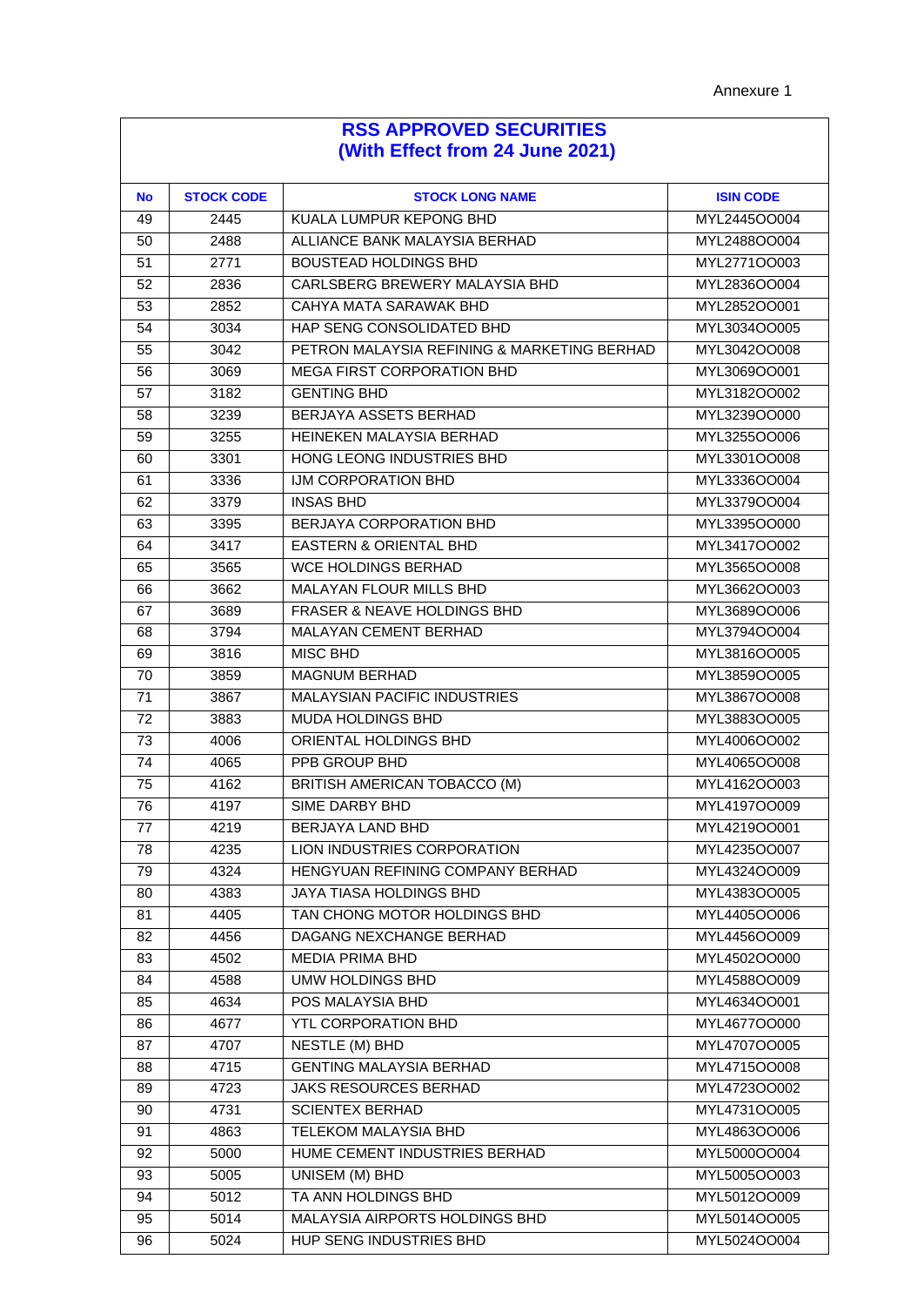Annexure 1

## RSS APPROVED SECURITIES
## (With Effect from 24 June 2021)

| No | STOCK CODE | STOCK LONG NAME | ISIN CODE |
|---|---|---|---|
| 49 | 2445 | KUALA LUMPUR KEPONG BHD | MYL2445OO004 |
| 50 | 2488 | ALLIANCE BANK MALAYSIA BERHAD | MYL2488OO004 |
| 51 | 2771 | BOUSTEAD HOLDINGS BHD | MYL2771OO003 |
| 52 | 2836 | CARLSBERG BREWERY MALAYSIA BHD | MYL2836OO004 |
| 53 | 2852 | CAHYA MATA SARAWAK BHD | MYL2852OO001 |
| 54 | 3034 | HAP SENG CONSOLIDATED BHD | MYL3034OO005 |
| 55 | 3042 | PETRON MALAYSIA REFINING & MARKETING BERHAD | MYL3042OO008 |
| 56 | 3069 | MEGA FIRST CORPORATION BHD | MYL3069OO001 |
| 57 | 3182 | GENTING BHD | MYL3182OO002 |
| 58 | 3239 | BERJAYA ASSETS BERHAD | MYL3239OO000 |
| 59 | 3255 | HEINEKEN MALAYSIA BERHAD | MYL3255OO006 |
| 60 | 3301 | HONG LEONG INDUSTRIES BHD | MYL3301OO008 |
| 61 | 3336 | IJM CORPORATION BHD | MYL3336OO004 |
| 62 | 3379 | INSAS BHD | MYL3379OO004 |
| 63 | 3395 | BERJAYA CORPORATION BHD | MYL3395OO000 |
| 64 | 3417 | EASTERN & ORIENTAL BHD | MYL3417OO002 |
| 65 | 3565 | WCE HOLDINGS BERHAD | MYL3565OO008 |
| 66 | 3662 | MALAYAN FLOUR MILLS BHD | MYL3662OO003 |
| 67 | 3689 | FRASER & NEAVE HOLDINGS BHD | MYL3689OO006 |
| 68 | 3794 | MALAYAN CEMENT BERHAD | MYL3794OO004 |
| 69 | 3816 | MISC BHD | MYL3816OO005 |
| 70 | 3859 | MAGNUM BERHAD | MYL3859OO005 |
| 71 | 3867 | MALAYSIAN PACIFIC INDUSTRIES | MYL3867OO008 |
| 72 | 3883 | MUDA HOLDINGS BHD | MYL3883OO005 |
| 73 | 4006 | ORIENTAL HOLDINGS BHD | MYL4006OO002 |
| 74 | 4065 | PPB GROUP BHD | MYL4065OO008 |
| 75 | 4162 | BRITISH AMERICAN TOBACCO (M) | MYL4162OO003 |
| 76 | 4197 | SIME DARBY BHD | MYL4197OO009 |
| 77 | 4219 | BERJAYA LAND BHD | MYL4219OO001 |
| 78 | 4235 | LION INDUSTRIES CORPORATION | MYL4235OO007 |
| 79 | 4324 | HENGYUAN REFINING COMPANY BERHAD | MYL4324OO009 |
| 80 | 4383 | JAYA TIASA HOLDINGS BHD | MYL4383OO005 |
| 81 | 4405 | TAN CHONG MOTOR HOLDINGS BHD | MYL4405OO006 |
| 82 | 4456 | DAGANG NEXCHANGE BERHAD | MYL4456OO009 |
| 83 | 4502 | MEDIA PRIMA BHD | MYL4502OO000 |
| 84 | 4588 | UMW HOLDINGS BHD | MYL4588OO009 |
| 85 | 4634 | POS MALAYSIA BHD | MYL4634OO001 |
| 86 | 4677 | YTL CORPORATION BHD | MYL4677OO000 |
| 87 | 4707 | NESTLE (M) BHD | MYL4707OO005 |
| 88 | 4715 | GENTING MALAYSIA BERHAD | MYL4715OO008 |
| 89 | 4723 | JAKS RESOURCES BERHAD | MYL4723OO002 |
| 90 | 4731 | SCIENTEX BERHAD | MYL4731OO005 |
| 91 | 4863 | TELEKOM MALAYSIA BHD | MYL4863OO006 |
| 92 | 5000 | HUME CEMENT INDUSTRIES BERHAD | MYL5000OO004 |
| 93 | 5005 | UNISEM (M) BHD | MYL5005OO003 |
| 94 | 5012 | TA ANN HOLDINGS BHD | MYL5012OO009 |
| 95 | 5014 | MALAYSIA AIRPORTS HOLDINGS BHD | MYL5014OO005 |
| 96 | 5024 | HUP SENG INDUSTRIES BHD | MYL5024OO004 |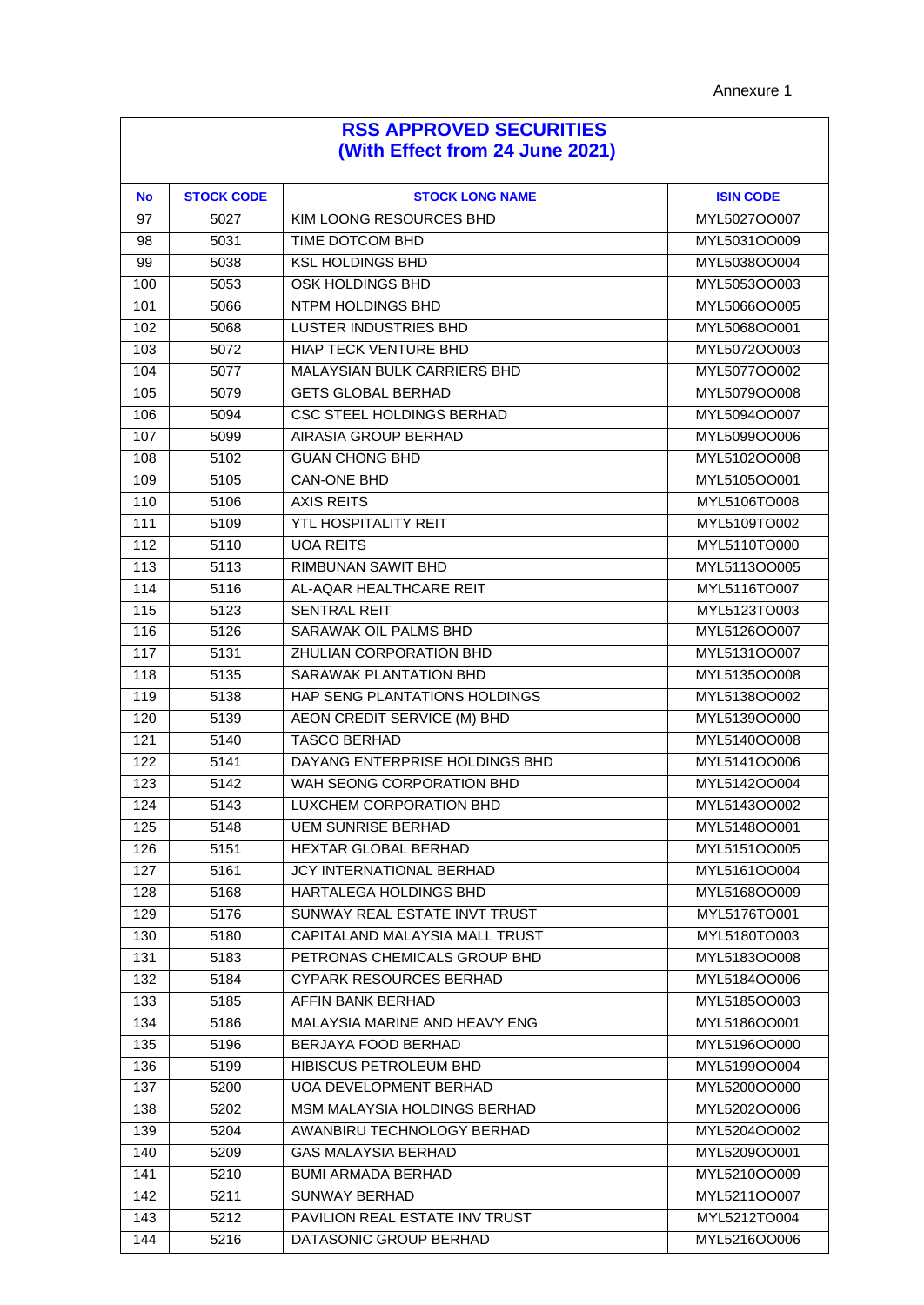Annexure 1

## RSS APPROVED SECURITIES
## (With Effect from 24 June 2021)

| No | STOCK CODE | STOCK LONG NAME | ISIN CODE |
|---|---|---|---|
| 97 | 5027 | KIM LOONG RESOURCES BHD | MYL5027OO007 |
| 98 | 5031 | TIME DOTCOM BHD | MYL5031OO009 |
| 99 | 5038 | KSL HOLDINGS BHD | MYL5038OO004 |
| 100 | 5053 | OSK HOLDINGS BHD | MYL5053OO003 |
| 101 | 5066 | NTPM HOLDINGS BHD | MYL5066OO005 |
| 102 | 5068 | LUSTER INDUSTRIES BHD | MYL5068OO001 |
| 103 | 5072 | HIAP TECK VENTURE BHD | MYL5072OO003 |
| 104 | 5077 | MALAYSIAN BULK CARRIERS BHD | MYL5077OO002 |
| 105 | 5079 | GETS GLOBAL BERHAD | MYL5079OO008 |
| 106 | 5094 | CSC STEEL HOLDINGS BERHAD | MYL5094OO007 |
| 107 | 5099 | AIRASIA GROUP BERHAD | MYL5099OO006 |
| 108 | 5102 | GUAN CHONG BHD | MYL5102OO008 |
| 109 | 5105 | CAN-ONE BHD | MYL5105OO001 |
| 110 | 5106 | AXIS REITS | MYL5106TO008 |
| 111 | 5109 | YTL HOSPITALITY REIT | MYL5109TO002 |
| 112 | 5110 | UOA REITS | MYL5110TO000 |
| 113 | 5113 | RIMBUNAN SAWIT BHD | MYL5113OO005 |
| 114 | 5116 | AL-AQAR HEALTHCARE REIT | MYL5116TO007 |
| 115 | 5123 | SENTRAL REIT | MYL5123TO003 |
| 116 | 5126 | SARAWAK OIL PALMS BHD | MYL5126OO007 |
| 117 | 5131 | ZHULIAN CORPORATION BHD | MYL5131OO007 |
| 118 | 5135 | SARAWAK PLANTATION BHD | MYL5135OO008 |
| 119 | 5138 | HAP SENG PLANTATIONS HOLDINGS | MYL5138OO002 |
| 120 | 5139 | AEON CREDIT SERVICE (M) BHD | MYL5139OO000 |
| 121 | 5140 | TASCO BERHAD | MYL5140OO008 |
| 122 | 5141 | DAYANG ENTERPRISE HOLDINGS BHD | MYL5141OO006 |
| 123 | 5142 | WAH SEONG CORPORATION BHD | MYL5142OO004 |
| 124 | 5143 | LUXCHEM CORPORATION BHD | MYL5143OO002 |
| 125 | 5148 | UEM SUNRISE BERHAD | MYL5148OO001 |
| 126 | 5151 | HEXTAR GLOBAL BERHAD | MYL5151OO005 |
| 127 | 5161 | JCY INTERNATIONAL BERHAD | MYL5161OO004 |
| 128 | 5168 | HARTALEGA HOLDINGS BHD | MYL5168OO009 |
| 129 | 5176 | SUNWAY REAL ESTATE INVT TRUST | MYL5176TO001 |
| 130 | 5180 | CAPITALAND MALAYSIA MALL TRUST | MYL5180TO003 |
| 131 | 5183 | PETRONAS CHEMICALS GROUP BHD | MYL5183OO008 |
| 132 | 5184 | CYPARK RESOURCES BERHAD | MYL5184OO006 |
| 133 | 5185 | AFFIN BANK BERHAD | MYL5185OO003 |
| 134 | 5186 | MALAYSIA MARINE AND HEAVY ENG | MYL5186OO001 |
| 135 | 5196 | BERJAYA FOOD BERHAD | MYL5196OO000 |
| 136 | 5199 | HIBISCUS PETROLEUM BHD | MYL5199OO004 |
| 137 | 5200 | UOA DEVELOPMENT BERHAD | MYL5200OO000 |
| 138 | 5202 | MSM MALAYSIA HOLDINGS BERHAD | MYL5202OO006 |
| 139 | 5204 | AWANBIRU TECHNOLOGY BERHAD | MYL5204OO002 |
| 140 | 5209 | GAS MALAYSIA BERHAD | MYL5209OO001 |
| 141 | 5210 | BUMI ARMADA BERHAD | MYL5210OO009 |
| 142 | 5211 | SUNWAY BERHAD | MYL5211OO007 |
| 143 | 5212 | PAVILION REAL ESTATE INV TRUST | MYL5212TO004 |
| 144 | 5216 | DATASONIC GROUP BERHAD | MYL5216OO006 |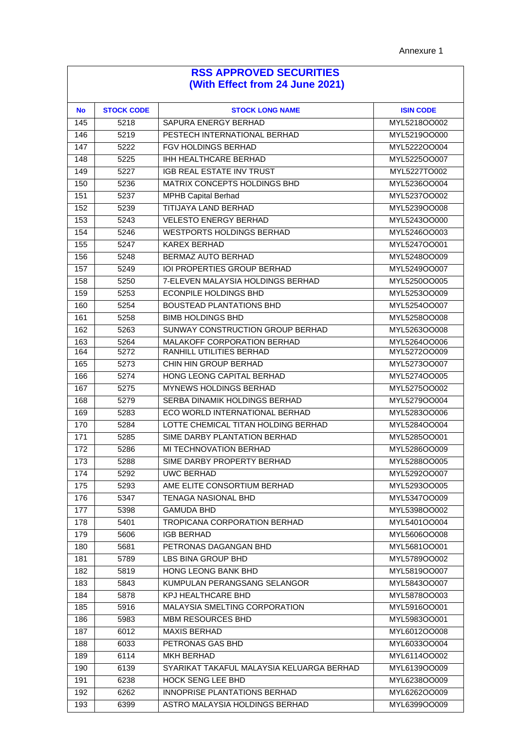Annexure 1

## RSS APPROVED SECURITIES
## (With Effect from 24 June 2021)

| No | STOCK CODE | STOCK LONG NAME | ISIN CODE |
|---|---|---|---|
| 145 | 5218 | SAPURA ENERGY BERHAD | MYL5218OO002 |
| 146 | 5219 | PESTECH INTERNATIONAL BERHAD | MYL5219OO000 |
| 147 | 5222 | FGV HOLDINGS BERHAD | MYL5222OO004 |
| 148 | 5225 | IHH HEALTHCARE BERHAD | MYL5225OO007 |
| 149 | 5227 | IGB REAL ESTATE INV TRUST | MYL5227TO002 |
| 150 | 5236 | MATRIX CONCEPTS HOLDINGS BHD | MYL5236OO004 |
| 151 | 5237 | MPHB Capital Berhad | MYL5237OO002 |
| 152 | 5239 | TITIJAYA LAND BERHAD | MYL5239OO008 |
| 153 | 5243 | VELESTO ENERGY BERHAD | MYL5243OO000 |
| 154 | 5246 | WESTPORTS HOLDINGS BERHAD | MYL5246OO003 |
| 155 | 5247 | KAREX BERHAD | MYL5247OO001 |
| 156 | 5248 | BERMAZ AUTO BERHAD | MYL5248OO009 |
| 157 | 5249 | IOI PROPERTIES GROUP BERHAD | MYL5249OO007 |
| 158 | 5250 | 7-ELEVEN MALAYSIA HOLDINGS BERHAD | MYL5250OO005 |
| 159 | 5253 | ECONPILE HOLDINGS BHD | MYL5253OO009 |
| 160 | 5254 | BOUSTEAD PLANTATIONS BHD | MYL5254OO007 |
| 161 | 5258 | BIMB HOLDINGS BHD | MYL5258OO008 |
| 162 | 5263 | SUNWAY CONSTRUCTION GROUP BERHAD | MYL5263OO008 |
| 163 | 5264 | MALAKOFF CORPORATION BERHAD | MYL5264OO006 |
| 164 | 5272 | RANHILL UTILITIES BERHAD | MYL5272OO009 |
| 165 | 5273 | CHIN HIN GROUP BERHAD | MYL5273OO007 |
| 166 | 5274 | HONG LEONG CAPITAL BERHAD | MYL5274OO005 |
| 167 | 5275 | MYNEWS HOLDINGS BERHAD | MYL5275OO002 |
| 168 | 5279 | SERBA DINAMIK HOLDINGS BERHAD | MYL5279OO004 |
| 169 | 5283 | ECO WORLD INTERNATIONAL BERHAD | MYL5283OO006 |
| 170 | 5284 | LOTTE CHEMICAL TITAN HOLDING BERHAD | MYL5284OO004 |
| 171 | 5285 | SIME DARBY PLANTATION BERHAD | MYL5285OO001 |
| 172 | 5286 | MI TECHNOVATION BERHAD | MYL5286OO009 |
| 173 | 5288 | SIME DARBY PROPERTY BERHAD | MYL5288OO005 |
| 174 | 5292 | UWC BERHAD | MYL5292OO007 |
| 175 | 5293 | AME ELITE CONSORTIUM BERHAD | MYL5293OO005 |
| 176 | 5347 | TENAGA NASIONAL BHD | MYL5347OO009 |
| 177 | 5398 | GAMUDA BHD | MYL5398OO002 |
| 178 | 5401 | TROPICANA CORPORATION BERHAD | MYL5401OO004 |
| 179 | 5606 | IGB BERHAD | MYL5606OO008 |
| 180 | 5681 | PETRONAS DAGANGAN BHD | MYL5681OO001 |
| 181 | 5789 | LBS BINA GROUP BHD | MYL5789OO002 |
| 182 | 5819 | HONG LEONG BANK BHD | MYL5819OO007 |
| 183 | 5843 | KUMPULAN PERANGSANG SELANGOR | MYL5843OO007 |
| 184 | 5878 | KPJ HEALTHCARE BHD | MYL5878OO003 |
| 185 | 5916 | MALAYSIA SMELTING CORPORATION | MYL5916OO001 |
| 186 | 5983 | MBM RESOURCES BHD | MYL5983OO001 |
| 187 | 6012 | MAXIS BERHAD | MYL6012OO008 |
| 188 | 6033 | PETRONAS GAS BHD | MYL6033OO004 |
| 189 | 6114 | MKH BERHAD | MYL6114OO002 |
| 190 | 6139 | SYARIKAT TAKAFUL MALAYSIA KELUARGA BERHAD | MYL6139OO009 |
| 191 | 6238 | HOCK SENG LEE BHD | MYL6238OO009 |
| 192 | 6262 | INNOPRISE PLANTATIONS BERHAD | MYL6262OO009 |
| 193 | 6399 | ASTRO MALAYSIA HOLDINGS BERHAD | MYL6399OO009 |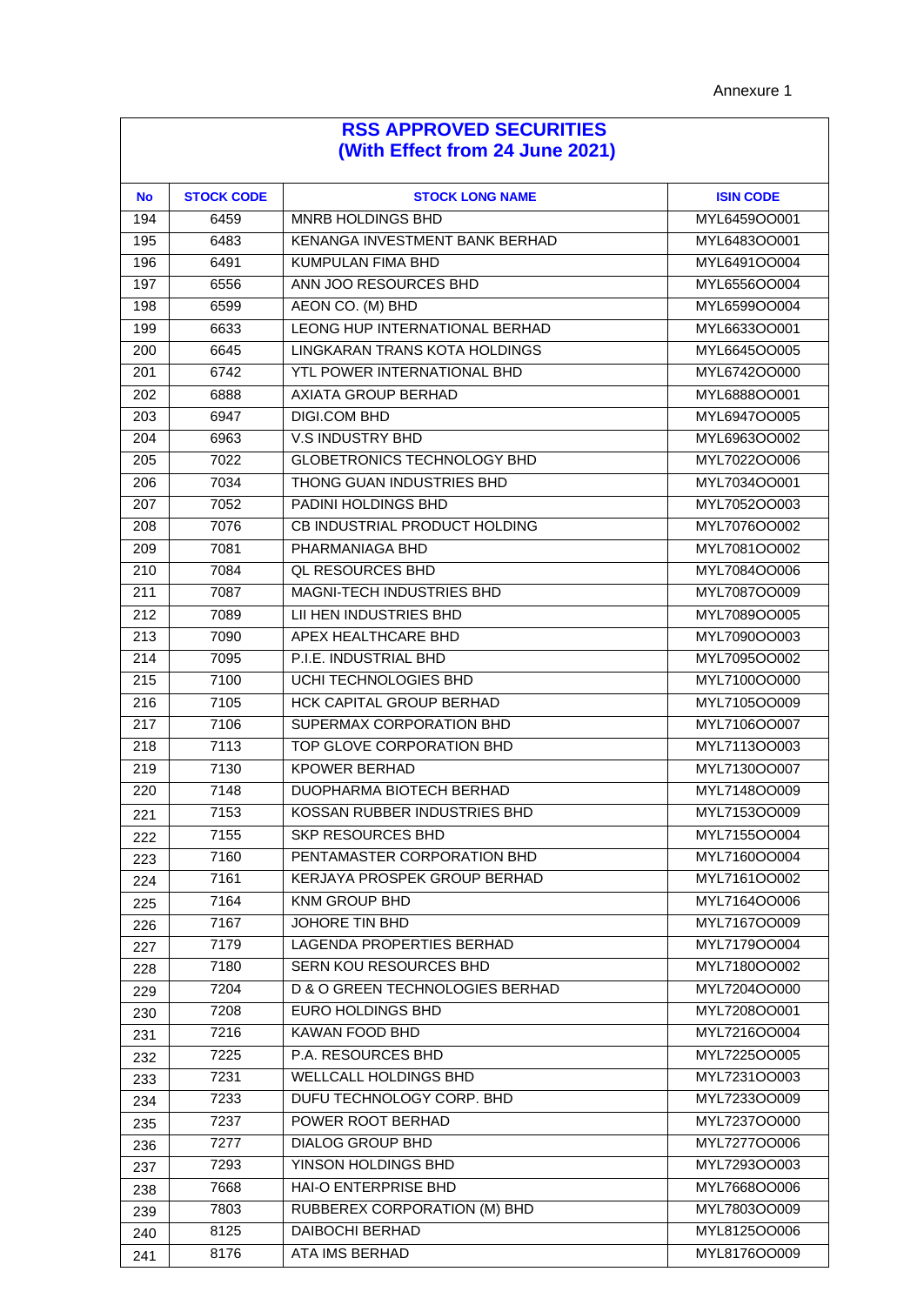Annexure 1

## RSS APPROVED SECURITIES
## (With Effect from 24 June 2021)

| No | STOCK CODE | STOCK LONG NAME | ISIN CODE |
|---|---|---|---|
| 194 | 6459 | MNRB HOLDINGS BHD | MYL6459OO001 |
| 195 | 6483 | KENANGA INVESTMENT BANK BERHAD | MYL6483OO001 |
| 196 | 6491 | KUMPULAN FIMA BHD | MYL6491OO004 |
| 197 | 6556 | ANN JOO RESOURCES BHD | MYL6556OO004 |
| 198 | 6599 | AEON CO. (M) BHD | MYL6599OO004 |
| 199 | 6633 | LEONG HUP INTERNATIONAL BERHAD | MYL6633OO001 |
| 200 | 6645 | LINGKARAN TRANS KOTA HOLDINGS | MYL6645OO005 |
| 201 | 6742 | YTL POWER INTERNATIONAL BHD | MYL6742OO000 |
| 202 | 6888 | AXIATA GROUP BERHAD | MYL6888OO001 |
| 203 | 6947 | DIGI.COM BHD | MYL6947OO005 |
| 204 | 6963 | V.S INDUSTRY BHD | MYL6963OO002 |
| 205 | 7022 | GLOBETRONICS TECHNOLOGY BHD | MYL7022OO006 |
| 206 | 7034 | THONG GUAN INDUSTRIES BHD | MYL7034OO001 |
| 207 | 7052 | PADINI HOLDINGS BHD | MYL7052OO003 |
| 208 | 7076 | CB INDUSTRIAL PRODUCT HOLDING | MYL7076OO002 |
| 209 | 7081 | PHARMANIAGA BHD | MYL7081OO002 |
| 210 | 7084 | QL RESOURCES BHD | MYL7084OO006 |
| 211 | 7087 | MAGNI-TECH INDUSTRIES BHD | MYL7087OO009 |
| 212 | 7089 | LII HEN INDUSTRIES BHD | MYL7089OO005 |
| 213 | 7090 | APEX HEALTHCARE BHD | MYL7090OO003 |
| 214 | 7095 | P.I.E. INDUSTRIAL BHD | MYL7095OO002 |
| 215 | 7100 | UCHI TECHNOLOGIES BHD | MYL7100OO000 |
| 216 | 7105 | HCK CAPITAL GROUP BERHAD | MYL7105OO009 |
| 217 | 7106 | SUPERMAX CORPORATION BHD | MYL7106OO007 |
| 218 | 7113 | TOP GLOVE CORPORATION BHD | MYL7113OO003 |
| 219 | 7130 | KPOWER BERHAD | MYL7130OO007 |
| 220 | 7148 | DUOPHARMA BIOTECH BERHAD | MYL7148OO009 |
| 221 | 7153 | KOSSAN RUBBER INDUSTRIES BHD | MYL7153OO009 |
| 222 | 7155 | SKP RESOURCES BHD | MYL7155OO004 |
| 223 | 7160 | PENTAMASTER CORPORATION BHD | MYL7160OO004 |
| 224 | 7161 | KERJAYA PROSPEK GROUP BERHAD | MYL7161OO002 |
| 225 | 7164 | KNM GROUP BHD | MYL7164OO006 |
| 226 | 7167 | JOHORE TIN BHD | MYL7167OO009 |
| 227 | 7179 | LAGENDA PROPERTIES BERHAD | MYL7179OO004 |
| 228 | 7180 | SERN KOU RESOURCES BHD | MYL7180OO002 |
| 229 | 7204 | D & O GREEN TECHNOLOGIES BERHAD | MYL7204OO000 |
| 230 | 7208 | EURO HOLDINGS BHD | MYL7208OO001 |
| 231 | 7216 | KAWAN FOOD BHD | MYL7216OO004 |
| 232 | 7225 | P.A. RESOURCES BHD | MYL7225OO005 |
| 233 | 7231 | WELLCALL HOLDINGS BHD | MYL7231OO003 |
| 234 | 7233 | DUFU TECHNOLOGY CORP. BHD | MYL7233OO009 |
| 235 | 7237 | POWER ROOT BERHAD | MYL7237OO000 |
| 236 | 7277 | DIALOG GROUP BHD | MYL7277OO006 |
| 237 | 7293 | YINSON HOLDINGS BHD | MYL7293OO003 |
| 238 | 7668 | HAI-O ENTERPRISE BHD | MYL7668OO006 |
| 239 | 7803 | RUBBEREX CORPORATION (M) BHD | MYL7803OO009 |
| 240 | 8125 | DAIBOCHI BERHAD | MYL8125OO006 |
| 241 | 8176 | ATA IMS BERHAD | MYL8176OO009 |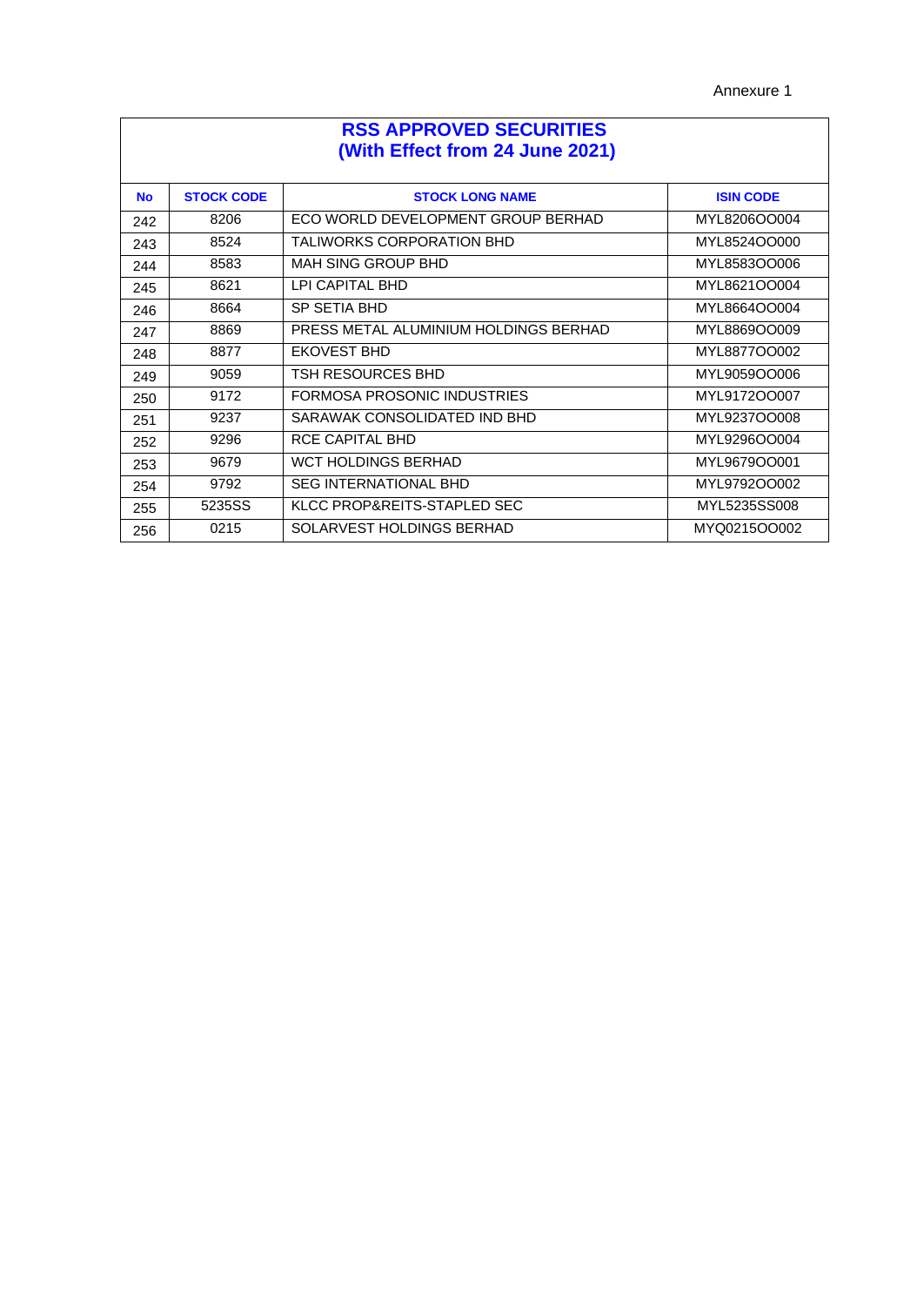Annexure 1

# RSS APPROVED SECURITIES
## (With Effect from 24 June 2021)

| No | STOCK CODE | STOCK LONG NAME | ISIN CODE |
|---|---|---|---|
| 242 | 8206 | ECO WORLD DEVELOPMENT GROUP BERHAD | MYL8206OO004 |
| 243 | 8524 | TALIWORKS CORPORATION BHD | MYL8524OO000 |
| 244 | 8583 | MAH SING GROUP BHD | MYL8583OO006 |
| 245 | 8621 | LPI CAPITAL BHD | MYL8621OO004 |
| 246 | 8664 | SP SETIA BHD | MYL8664OO004 |
| 247 | 8869 | PRESS METAL ALUMINIUM HOLDINGS BERHAD | MYL8869OO009 |
| 248 | 8877 | EKOVEST BHD | MYL8877OO002 |
| 249 | 9059 | TSH RESOURCES BHD | MYL9059OO006 |
| 250 | 9172 | FORMOSA PROSONIC INDUSTRIES | MYL9172OO007 |
| 251 | 9237 | SARAWAK CONSOLIDATED IND BHD | MYL9237OO008 |
| 252 | 9296 | RCE CAPITAL BHD | MYL9296OO004 |
| 253 | 9679 | WCT HOLDINGS BERHAD | MYL9679OO001 |
| 254 | 9792 | SEG INTERNATIONAL BHD | MYL9792OO002 |
| 255 | 5235SS | KLCC PROP&REITS-STAPLED SEC | MYL5235SS008 |
| 256 | 0215 | SOLARVEST HOLDINGS BERHAD | MYQ0215OO002 |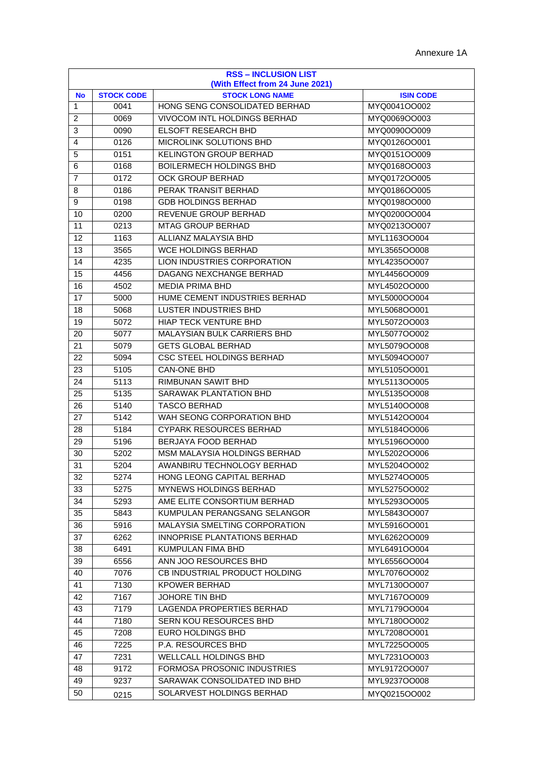Annexure 1A

| RSS – INCLUSION LIST (With Effect from 24 June 2021) | | | |
|---|---|---|---|
| **No** | **STOCK CODE** | **STOCK LONG NAME** | **ISIN CODE** |
| 1 | 0041 | HONG SENG CONSOLIDATED BERHAD | MYQ0041OO002 |
| 2 | 0069 | VIVOCOM INTL HOLDINGS BERHAD | MYQ0069OO003 |
| 3 | 0090 | ELSOFT RESEARCH BHD | MYQ0090OO009 |
| 4 | 0126 | MICROLINK SOLUTIONS BHD | MYQ0126OO001 |
| 5 | 0151 | KELINGTON GROUP BERHAD | MYQ0151OO009 |
| 6 | 0168 | BOILERMECH HOLDINGS BHD | MYQ0168OO003 |
| 7 | 0172 | OCK GROUP BERHAD | MYQ0172OO005 |
| 8 | 0186 | PERAK TRANSIT BERHAD | MYQ0186OO005 |
| 9 | 0198 | GDB HOLDINGS BERHAD | MYQ0198OO000 |
| 10 | 0200 | REVENUE GROUP BERHAD | MYQ0200OO004 |
| 11 | 0213 | MTAG GROUP BERHAD | MYQ0213OO007 |
| 12 | 1163 | ALLIANZ MALAYSIA BHD | MYL1163OO004 |
| 13 | 3565 | WCE HOLDINGS BERHAD | MYL3565OO008 |
| 14 | 4235 | LION INDUSTRIES CORPORATION | MYL4235OO007 |
| 15 | 4456 | DAGANG NEXCHANGE BERHAD | MYL4456OO009 |
| 16 | 4502 | MEDIA PRIMA BHD | MYL4502OO000 |
| 17 | 5000 | HUME CEMENT INDUSTRIES BERHAD | MYL5000OO004 |
| 18 | 5068 | LUSTER INDUSTRIES BHD | MYL5068OO001 |
| 19 | 5072 | HIAP TECK VENTURE BHD | MYL5072OO003 |
| 20 | 5077 | MALAYSIAN BULK CARRIERS BHD | MYL5077OO002 |
| 21 | 5079 | GETS GLOBAL BERHAD | MYL5079OO008 |
| 22 | 5094 | CSC STEEL HOLDINGS BERHAD | MYL5094OO007 |
| 23 | 5105 | CAN-ONE BHD | MYL5105OO001 |
| 24 | 5113 | RIMBUNAN SAWIT BHD | MYL5113OO005 |
| 25 | 5135 | SARAWAK PLANTATION BHD | MYL5135OO008 |
| 26 | 5140 | TASCO BERHAD | MYL5140OO008 |
| 27 | 5142 | WAH SEONG CORPORATION BHD | MYL5142OO004 |
| 28 | 5184 | CYPARK RESOURCES BERHAD | MYL5184OO006 |
| 29 | 5196 | BERJAYA FOOD BERHAD | MYL5196OO000 |
| 30 | 5202 | MSM MALAYSIA HOLDINGS BERHAD | MYL5202OO006 |
| 31 | 5204 | AWANBIRU TECHNOLOGY BERHAD | MYL5204OO002 |
| 32 | 5274 | HONG LEONG CAPITAL BERHAD | MYL5274OO005 |
| 33 | 5275 | MYNEWS HOLDINGS BERHAD | MYL5275OO002 |
| 34 | 5293 | AME ELITE CONSORTIUM BERHAD | MYL5293OO005 |
| 35 | 5843 | KUMPULAN PERANGSANG SELANGOR | MYL5843OO007 |
| 36 | 5916 | MALAYSIA SMELTING CORPORATION | MYL5916OO001 |
| 37 | 6262 | INNOPRISE PLANTATIONS BERHAD | MYL6262OO009 |
| 38 | 6491 | KUMPULAN FIMA BHD | MYL6491OO004 |
| 39 | 6556 | ANN JOO RESOURCES BHD | MYL6556OO004 |
| 40 | 7076 | CB INDUSTRIAL PRODUCT HOLDING | MYL7076OO002 |
| 41 | 7130 | KPOWER BERHAD | MYL7130OO007 |
| 42 | 7167 | JOHORE TIN BHD | MYL7167OO009 |
| 43 | 7179 | LAGENDA PROPERTIES BERHAD | MYL7179OO004 |
| 44 | 7180 | SERN KOU RESOURCES BHD | MYL7180OO002 |
| 45 | 7208 | EURO HOLDINGS BHD | MYL7208OO001 |
| 46 | 7225 | P.A. RESOURCES BHD | MYL7225OO005 |
| 47 | 7231 | WELLCALL HOLDINGS BHD | MYL7231OO003 |
| 48 | 9172 | FORMOSA PROSONIC INDUSTRIES | MYL9172OO007 |
| 49 | 9237 | SARAWAK CONSOLIDATED IND BHD | MYL9237OO008 |
| 50 | 0215 | SOLARVEST HOLDINGS BERHAD | MYQ0215OO002 |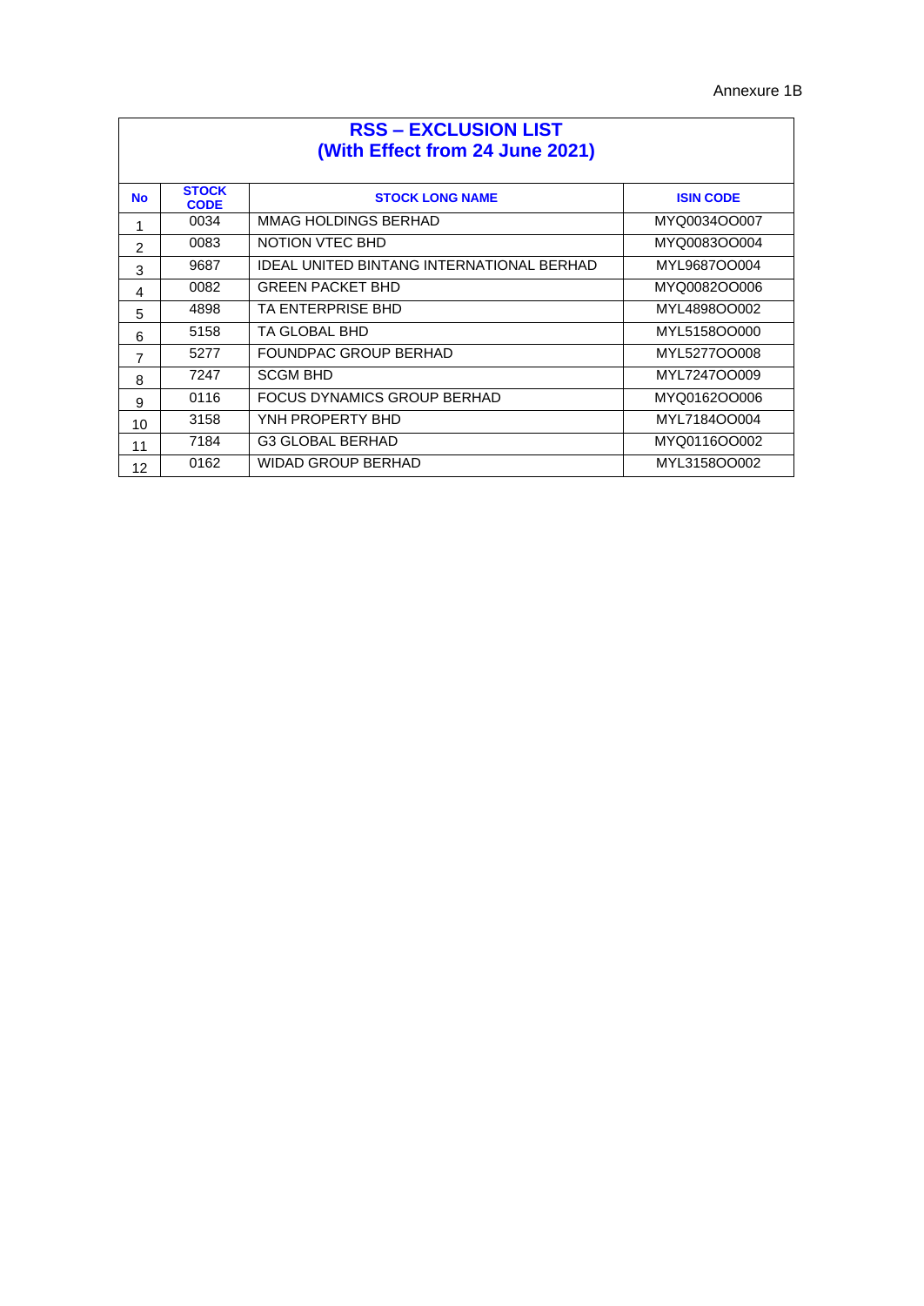Annexure 1B

## RSS – EXCLUSION LIST
## (With Effect from 24 June 2021)

| No | STOCK CODE | STOCK LONG NAME | ISIN CODE |
|---|---|---|---|
| 1 | 0034 | MMAG HOLDINGS BERHAD | MYQ0034OO007 |
| 2 | 0083 | NOTION VTEC BHD | MYQ0083OO004 |
| 3 | 9687 | IDEAL UNITED BINTANG INTERNATIONAL BERHAD | MYL9687OO004 |
| 4 | 0082 | GREEN PACKET BHD | MYQ0082OO006 |
| 5 | 4898 | TA ENTERPRISE BHD | MYL4898OO002 |
| 6 | 5158 | TA GLOBAL BHD | MYL5158OO000 |
| 7 | 5277 | FOUNDPAC GROUP BERHAD | MYL5277OO008 |
| 8 | 7247 | SCGM BHD | MYL7247OO009 |
| 9 | 0116 | FOCUS DYNAMICS GROUP BERHAD | MYQ0162OO006 |
| 10 | 3158 | YNH PROPERTY BHD | MYL7184OO004 |
| 11 | 7184 | G3 GLOBAL BERHAD | MYQ0116OO002 |
| 12 | 0162 | WIDAD GROUP BERHAD | MYL3158OO002 |